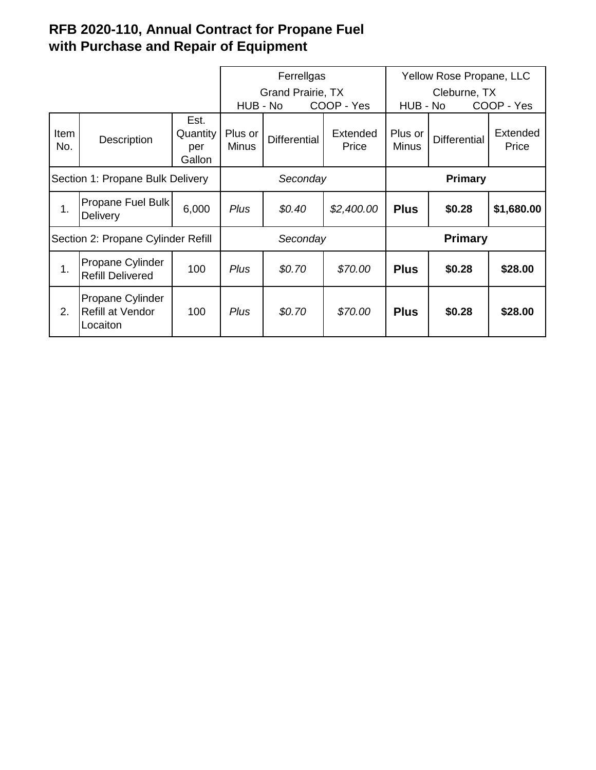# RFB 2020-110, Annual Contract for Propane Fuel with Purchase and Repair of Equipment

| | | | Ferrellgas Grand Prairie, TX HUB - No COOP - Yes | | | Yellow Rose Propane, LLC Cleburne, TX HUB - No COOP - Yes | | |
|---|---|---|---|---|---|---|---|---|
| Item No. | Description | Est. Quantity per Gallon | Plus or Minus | Differential | Extended Price | Plus or Minus | Differential | Extended Price |
| Section 1: Propane Bulk Delivery | | | *Seconday* | | | **Primary** | | |
| 1. | Propane Fuel Bulk Delivery | 6,000 | *Plus* | *$0.40* | *$2,400.00* | **Plus** | **$0.28** | **$1,680.00** |
| Section 2: Propane Cylinder Refill | | | *Seconday* | | | **Primary** | | |
| 1. | Propane Cylinder Refill Delivered | 100 | *Plus* | *$0.70* | *$70.00* | **Plus** | **$0.28** | **$28.00** |
| 2. | Propane Cylinder Refill at Vendor Locaiton | 100 | *Plus* | *$0.70* | *$70.00* | **Plus** | **$0.28** | **$28.00** |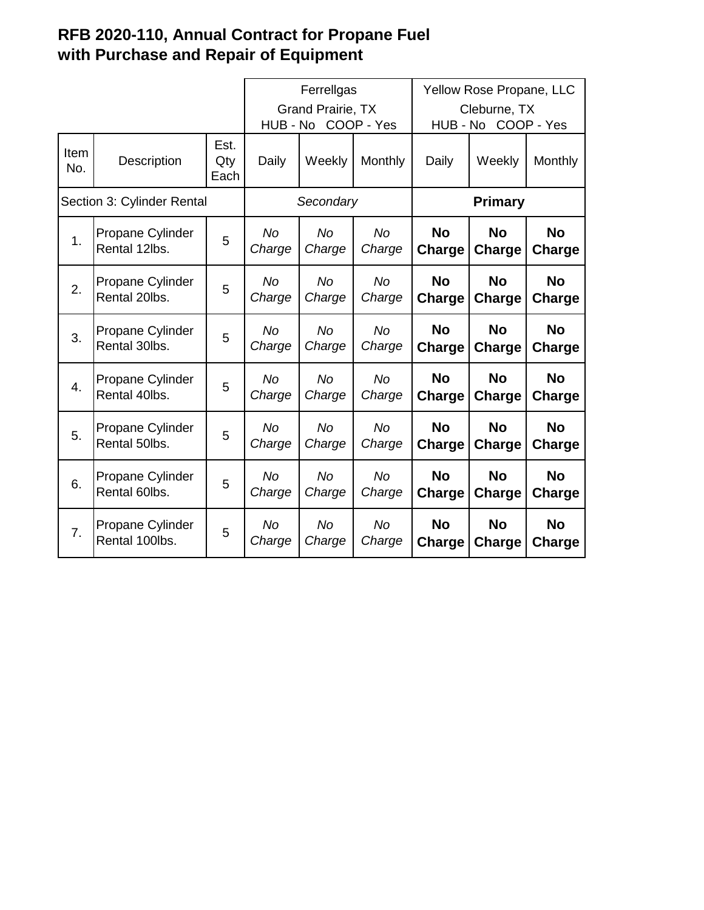## RFB 2020-110, Annual Contract for Propane Fuel with Purchase and Repair of Equipment

| | | | Ferrellgas<br>Grand Prairie, TX<br>HUB - No COOP - Yes | | | Yellow Rose Propane, LLC<br>Cleburne, TX<br>HUB - No COOP - Yes | | |
|---|---|---|---|---|---|---|---|---|
| Item No. | Description | Est. Qty Each | Daily | Weekly | Monthly | Daily | Weekly | Monthly |
| Section 3: Cylinder Rental | | | *Secondary* | | | **Primary** | | |
| 1. | Propane Cylinder Rental 12lbs. | 5 | *No Charge* | *No Charge* | *No Charge* | **No Charge** | **No Charge** | **No Charge** |
| 2. | Propane Cylinder Rental 20lbs. | 5 | *No Charge* | *No Charge* | *No Charge* | **No Charge** | **No Charge** | **No Charge** |
| 3. | Propane Cylinder Rental 30lbs. | 5 | *No Charge* | *No Charge* | *No Charge* | **No Charge** | **No Charge** | **No Charge** |
| 4. | Propane Cylinder Rental 40lbs. | 5 | *No Charge* | *No Charge* | *No Charge* | **No Charge** | **No Charge** | **No Charge** |
| 5. | Propane Cylinder Rental 50lbs. | 5 | *No Charge* | *No Charge* | *No Charge* | **No Charge** | **No Charge** | **No Charge** |
| 6. | Propane Cylinder Rental 60lbs. | 5 | *No Charge* | *No Charge* | *No Charge* | **No Charge** | **No Charge** | **No Charge** |
| 7. | Propane Cylinder Rental 100lbs. | 5 | *No Charge* | *No Charge* | *No Charge* | **No Charge** | **No Charge** | **No Charge** |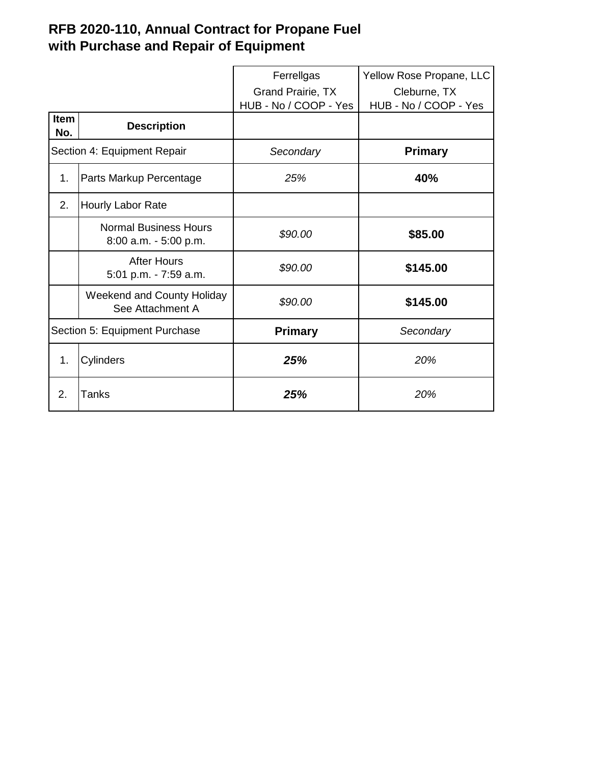## RFB 2020-110, Annual Contract for Propane Fuel with Purchase and Repair of Equipment

| Item No. | Description | Ferrellgas<br>Grand Prairie, TX<br>HUB - No / COOP - Yes | Yellow Rose Propane, LLC<br>Cleburne, TX<br>HUB - No / COOP - Yes |
|---|---|---|---|
| Section 4: Equipment Repair | | *Secondary* | **Primary** |
| 1. | Parts Markup Percentage | *25%* | **40%** |
| 2. | Hourly Labor Rate | | |
| | Normal Business Hours<br>8:00 a.m. - 5:00 p.m. | *$90.00* | **$85.00** |
| | After Hours<br>5:01 p.m. - 7:59 a.m. | *$90.00* | **$145.00** |
| | Weekend and County Holiday<br>See Attachment A | *$90.00* | **$145.00** |
| Section 5: Equipment Purchase | | **Primary** | *Secondary* |
| 1. | Cylinders | ***25%*** | *20%* |
| 2. | Tanks | ***25%*** | *20%* |